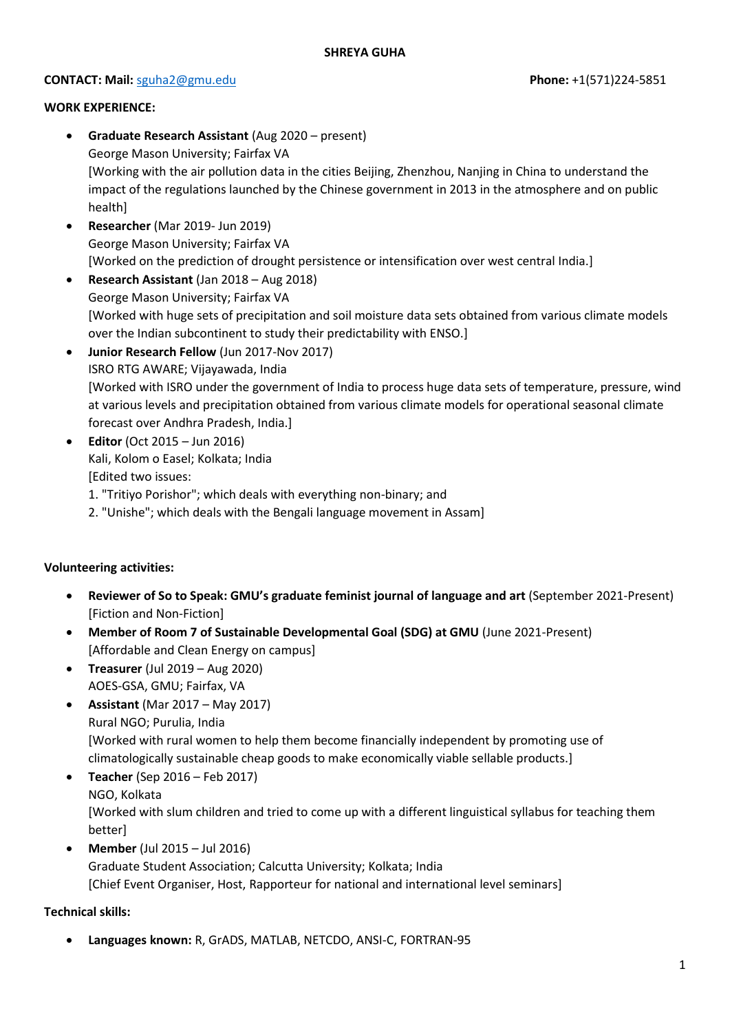# SHREYA GUHA

**CONTACT: Mail:** sguha2@gmu.edu **Phone:** +1(571)224-5851

**WORK EXPERIENCE:**

- **Graduate Research Assistant** (Aug 2020 – present)
  George Mason University; Fairfax VA
  [Working with the air pollution data in the cities Beijing, Zhenzhou, Nanjing in China to understand the impact of the regulations launched by the Chinese government in 2013 in the atmosphere and on public health]
- **Researcher** (Mar 2019- Jun 2019)
  George Mason University; Fairfax VA
  [Worked on the prediction of drought persistence or intensification over west central India.]
- **Research Assistant** (Jan 2018 – Aug 2018)
  George Mason University; Fairfax VA
  [Worked with huge sets of precipitation and soil moisture data sets obtained from various climate models over the Indian subcontinent to study their predictability with ENSO.]
- **Junior Research Fellow** (Jun 2017-Nov 2017)
  ISRO RTG AWARE; Vijayawada, India
  [Worked with ISRO under the government of India to process huge data sets of temperature, pressure, wind at various levels and precipitation obtained from various climate models for operational seasonal climate forecast over Andhra Pradesh, India.]
- **Editor** (Oct 2015 – Jun 2016)
  Kali, Kolom o Easel; Kolkata; India
  [Edited two issues:
  1. "Tritiyo Porishor"; which deals with everything non-binary; and
  2. "Unishe"; which deals with the Bengali language movement in Assam]

**Volunteering activities:**

- **Reviewer of So to Speak: GMU's graduate feminist journal of language and art** (September 2021-Present)
  [Fiction and Non-Fiction]
- **Member of Room 7 of Sustainable Developmental Goal (SDG) at GMU** (June 2021-Present)
  [Affordable and Clean Energy on campus]
- **Treasurer** (Jul 2019 – Aug 2020)
  AOES-GSA, GMU; Fairfax, VA
- **Assistant** (Mar 2017 – May 2017)
  Rural NGO; Purulia, India
  [Worked with rural women to help them become financially independent by promoting use of climatologically sustainable cheap goods to make economically viable sellable products.]
- **Teacher** (Sep 2016 – Feb 2017)
  NGO, Kolkata
  [Worked with slum children and tried to come up with a different linguistical syllabus for teaching them better]
- **Member** (Jul 2015 – Jul 2016)
  Graduate Student Association; Calcutta University; Kolkata; India
  [Chief Event Organiser, Host, Rapporteur for national and international level seminars]

**Technical skills:**

- **Languages known:** R, GrADS, MATLAB, NETCDO, ANSI-C, FORTRAN-95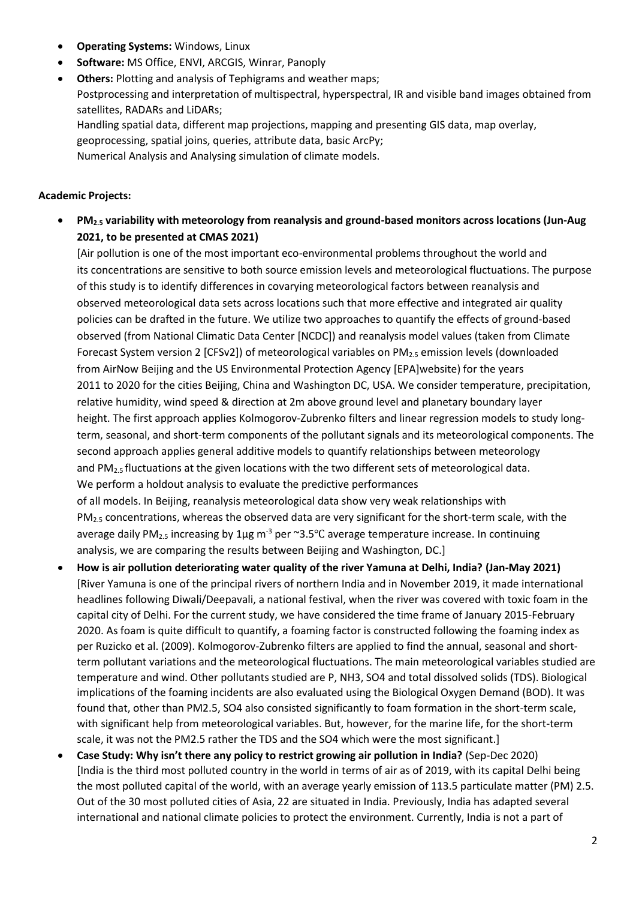- **Operating Systems:** Windows, Linux
- **Software:** MS Office, ENVI, ARCGIS, Winrar, Panoply
- **Others:** Plotting and analysis of Tephigrams and weather maps;
  Postprocessing and interpretation of multispectral, hyperspectral, IR and visible band images obtained from satellites, RADARs and LiDARs;
  Handling spatial data, different map projections, mapping and presenting GIS data, map overlay, geoprocessing, spatial joins, queries, attribute data, basic ArcPy;
  Numerical Analysis and Analysing simulation of climate models.

**Academic Projects:**

- **$PM_{2.5}$ variability with meteorology from reanalysis and ground-based monitors across locations (Jun-Aug 2021, to be presented at CMAS 2021)**
  [Air pollution is one of the most important eco-environmental problems throughout the world and its concentrations are sensitive to both source emission levels and meteorological fluctuations. The purpose of this study is to identify differences in covarying meteorological factors between reanalysis and observed meteorological data sets across locations such that more effective and integrated air quality policies can be drafted in the future. We utilize two approaches to quantify the effects of ground-based observed (from National Climatic Data Center [NCDC]) and reanalysis model values (taken from Climate Forecast System version 2 [CFSv2]) of meteorological variables on $PM_{2.5}$ emission levels (downloaded from AirNow Beijing and the US Environmental Protection Agency [EPA]website) for the years 2011 to 2020 for the cities Beijing, China and Washington DC, USA. We consider temperature, precipitation, relative humidity, wind speed & direction at 2m above ground level and planetary boundary layer height. The first approach applies Kolmogorov-Zubrenko filters and linear regression models to study long-term, seasonal, and short-term components of the pollutant signals and its meteorological components. The second approach applies general additive models to quantify relationships between meteorology and $PM_{2.5}$ fluctuations at the given locations with the two different sets of meteorological data. We perform a holdout analysis to evaluate the predictive performances of all models. In Beijing, reanalysis meteorological data show very weak relationships with $PM_{2.5}$ concentrations, whereas the observed data are very significant for the short-term scale, with the average daily $PM_{2.5}$ increasing by 1μg $m^{-3}$ per ~3.5℃ average temperature increase. In continuing analysis, we are comparing the results between Beijing and Washington, DC.]
- **How is air pollution deteriorating water quality of the river Yamuna at Delhi, India? (Jan-May 2021)**
  [River Yamuna is one of the principal rivers of northern India and in November 2019, it made international headlines following Diwali/Deepavali, a national festival, when the river was covered with toxic foam in the capital city of Delhi. For the current study, we have considered the time frame of January 2015-February 2020. As foam is quite difficult to quantify, a foaming factor is constructed following the foaming index as per Ruzicko et al. (2009). Kolmogorov-Zubrenko filters are applied to find the annual, seasonal and short-term pollutant variations and the meteorological fluctuations. The main meteorological variables studied are temperature and wind. Other pollutants studied are P, NH3, SO4 and total dissolved solids (TDS). Biological implications of the foaming incidents are also evaluated using the Biological Oxygen Demand (BOD). It was found that, other than PM2.5, SO4 also consisted significantly to foam formation in the short-term scale, with significant help from meteorological variables. But, however, for the marine life, for the short-term scale, it was not the PM2.5 rather the TDS and the SO4 which were the most significant.]
- **Case Study: Why isn't there any policy to restrict growing air pollution in India?** (Sep-Dec 2020)
  [India is the third most polluted country in the world in terms of air as of 2019, with its capital Delhi being the most polluted capital of the world, with an average yearly emission of 113.5 particulate matter (PM) 2.5. Out of the 30 most polluted cities of Asia, 22 are situated in India. Previously, India has adapted several international and national climate policies to protect the environment. Currently, India is not a part of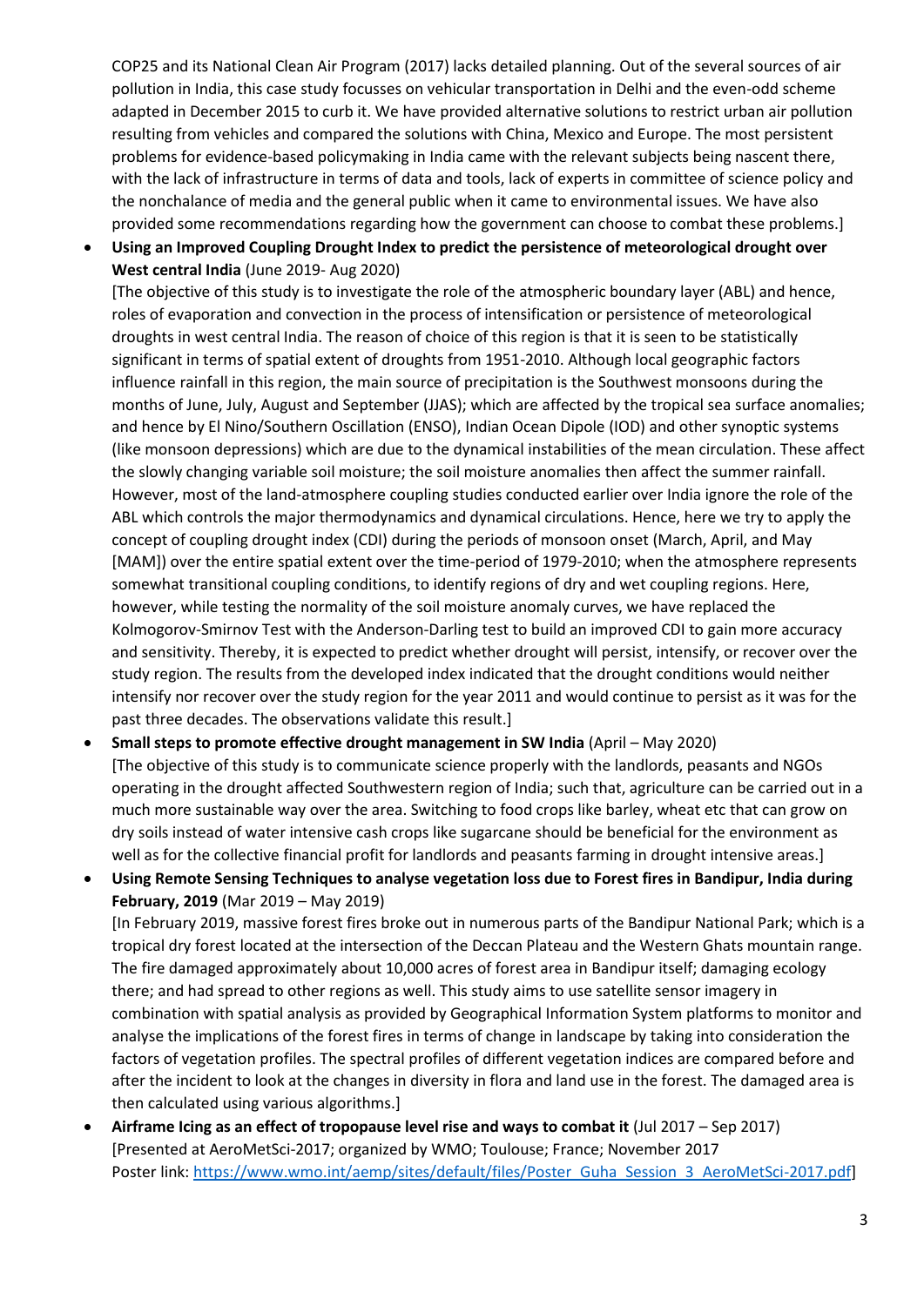COP25 and its National Clean Air Program (2017) lacks detailed planning. Out of the several sources of air pollution in India, this case study focusses on vehicular transportation in Delhi and the even-odd scheme adapted in December 2015 to curb it. We have provided alternative solutions to restrict urban air pollution resulting from vehicles and compared the solutions with China, Mexico and Europe. The most persistent problems for evidence-based policymaking in India came with the relevant subjects being nascent there, with the lack of infrastructure in terms of data and tools, lack of experts in committee of science policy and the nonchalance of media and the general public when it came to environmental issues. We have also provided some recommendations regarding how the government can choose to combat these problems.]

- **Using an Improved Coupling Drought Index to predict the persistence of meteorological drought over West central India** (June 2019- Aug 2020)
  [The objective of this study is to investigate the role of the atmospheric boundary layer (ABL) and hence, roles of evaporation and convection in the process of intensification or persistence of meteorological droughts in west central India. The reason of choice of this region is that it is seen to be statistically significant in terms of spatial extent of droughts from 1951-2010. Although local geographic factors influence rainfall in this region, the main source of precipitation is the Southwest monsoons during the months of June, July, August and September (JJAS); which are affected by the tropical sea surface anomalies; and hence by El Nino/Southern Oscillation (ENSO), Indian Ocean Dipole (IOD) and other synoptic systems (like monsoon depressions) which are due to the dynamical instabilities of the mean circulation. These affect the slowly changing variable soil moisture; the soil moisture anomalies then affect the summer rainfall. However, most of the land-atmosphere coupling studies conducted earlier over India ignore the role of the ABL which controls the major thermodynamics and dynamical circulations. Hence, here we try to apply the concept of coupling drought index (CDI) during the periods of monsoon onset (March, April, and May [MAM]) over the entire spatial extent over the time-period of 1979-2010; when the atmosphere represents somewhat transitional coupling conditions, to identify regions of dry and wet coupling regions. Here, however, while testing the normality of the soil moisture anomaly curves, we have replaced the Kolmogorov-Smirnov Test with the Anderson-Darling test to build an improved CDI to gain more accuracy and sensitivity. Thereby, it is expected to predict whether drought will persist, intensify, or recover over the study region. The results from the developed index indicated that the drought conditions would neither intensify nor recover over the study region for the year 2011 and would continue to persist as it was for the past three decades. The observations validate this result.]

- **Small steps to promote effective drought management in SW India** (April – May 2020)
  [The objective of this study is to communicate science properly with the landlords, peasants and NGOs operating in the drought affected Southwestern region of India; such that, agriculture can be carried out in a much more sustainable way over the area. Switching to food crops like barley, wheat etc that can grow on dry soils instead of water intensive cash crops like sugarcane should be beneficial for the environment as well as for the collective financial profit for landlords and peasants farming in drought intensive areas.]

- **Using Remote Sensing Techniques to analyse vegetation loss due to Forest fires in Bandipur, India during February, 2019** (Mar 2019 – May 2019)
  [In February 2019, massive forest fires broke out in numerous parts of the Bandipur National Park; which is a tropical dry forest located at the intersection of the Deccan Plateau and the Western Ghats mountain range. The fire damaged approximately about 10,000 acres of forest area in Bandipur itself; damaging ecology there; and had spread to other regions as well. This study aims to use satellite sensor imagery in combination with spatial analysis as provided by Geographical Information System platforms to monitor and analyse the implications of the forest fires in terms of change in landscape by taking into consideration the factors of vegetation profiles. The spectral profiles of different vegetation indices are compared before and after the incident to look at the changes in diversity in flora and land use in the forest. The damaged area is then calculated using various algorithms.]

- **Airframe Icing as an effect of tropopause level rise and ways to combat it** (Jul 2017 – Sep 2017)
  [Presented at AeroMetSci-2017; organized by WMO; Toulouse; France; November 2017
  Poster link: https://www.wmo.int/aemp/sites/default/files/Poster_Guha_Session_3_AeroMetSci-2017.pdf]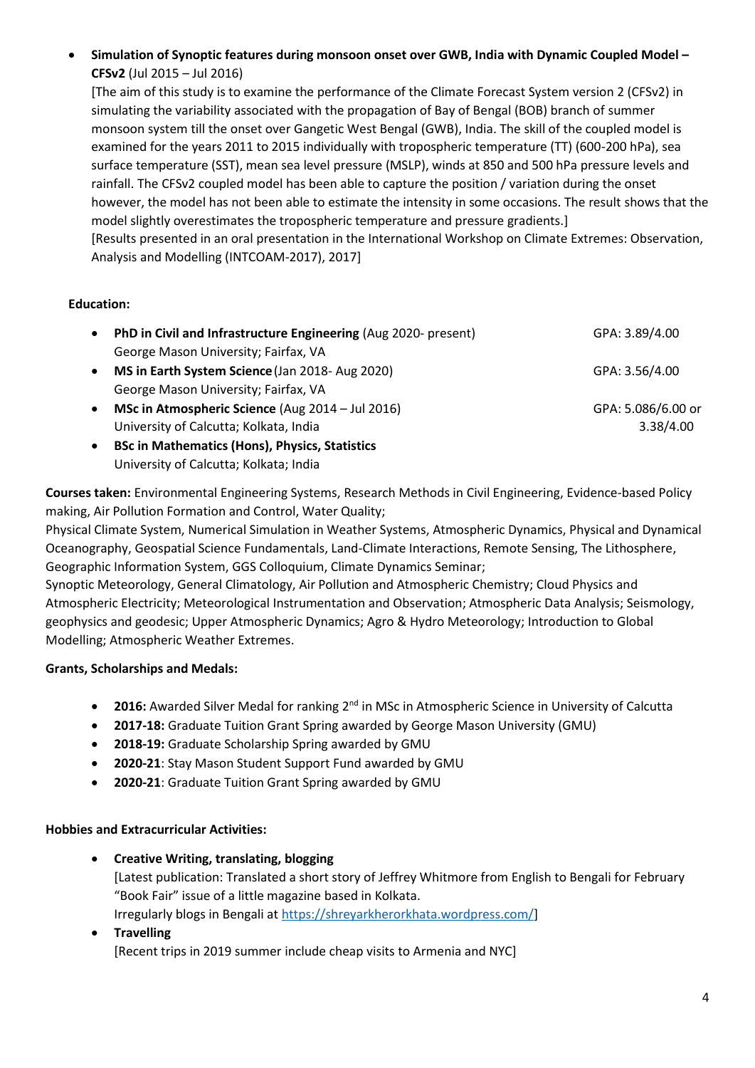- **Simulation of Synoptic features during monsoon onset over GWB, India with Dynamic Coupled Model – CFSv2** (Jul 2015 – Jul 2016)
  [The aim of this study is to examine the performance of the Climate Forecast System version 2 (CFSv2) in simulating the variability associated with the propagation of Bay of Bengal (BOB) branch of summer monsoon system till the onset over Gangetic West Bengal (GWB), India. The skill of the coupled model is examined for the years 2011 to 2015 individually with tropospheric temperature (TT) (600-200 hPa), sea surface temperature (SST), mean sea level pressure (MSLP), winds at 850 and 500 hPa pressure levels and rainfall. The CFSv2 coupled model has been able to capture the position / variation during the onset however, the model has not been able to estimate the intensity in some occasions. The result shows that the model slightly overestimates the tropospheric temperature and pressure gradients.]
  [Results presented in an oral presentation in the International Workshop on Climate Extremes: Observation, Analysis and Modelling (INTCOAM-2017), 2017]

**Education:**

- **PhD in Civil and Infrastructure Engineering** (Aug 2020- present) — GPA: 3.89/4.00
  George Mason University; Fairfax, VA
- **MS in Earth System Science** (Jan 2018- Aug 2020) — GPA: 3.56/4.00
  George Mason University; Fairfax, VA
- **MSc in Atmospheric Science** (Aug 2014 – Jul 2016) — GPA: 5.086/6.00 or 3.38/4.00
  University of Calcutta; Kolkata, India
- **BSc in Mathematics (Hons), Physics, Statistics**
  University of Calcutta; Kolkata; India

**Courses taken:** Environmental Engineering Systems, Research Methods in Civil Engineering, Evidence-based Policy making, Air Pollution Formation and Control, Water Quality;
Physical Climate System, Numerical Simulation in Weather Systems, Atmospheric Dynamics, Physical and Dynamical Oceanography, Geospatial Science Fundamentals, Land-Climate Interactions, Remote Sensing, The Lithosphere, Geographic Information System, GGS Colloquium, Climate Dynamics Seminar;
Synoptic Meteorology, General Climatology, Air Pollution and Atmospheric Chemistry; Cloud Physics and Atmospheric Electricity; Meteorological Instrumentation and Observation; Atmospheric Data Analysis; Seismology, geophysics and geodesic; Upper Atmospheric Dynamics; Agro & Hydro Meteorology; Introduction to Global Modelling; Atmospheric Weather Extremes.

**Grants, Scholarships and Medals:**

- **2016:** Awarded Silver Medal for ranking 2nd in MSc in Atmospheric Science in University of Calcutta
- **2017-18:** Graduate Tuition Grant Spring awarded by George Mason University (GMU)
- **2018-19:** Graduate Scholarship Spring awarded by GMU
- **2020-21**: Stay Mason Student Support Fund awarded by GMU
- **2020-21**: Graduate Tuition Grant Spring awarded by GMU

**Hobbies and Extracurricular Activities:**

- **Creative Writing, translating, blogging**
  [Latest publication: Translated a short story of Jeffrey Whitmore from English to Bengali for February "Book Fair" issue of a little magazine based in Kolkata.
  Irregularly blogs in Bengali at https://shreyarkherorkhata.wordpress.com/]
- **Travelling**
  [Recent trips in 2019 summer include cheap visits to Armenia and NYC]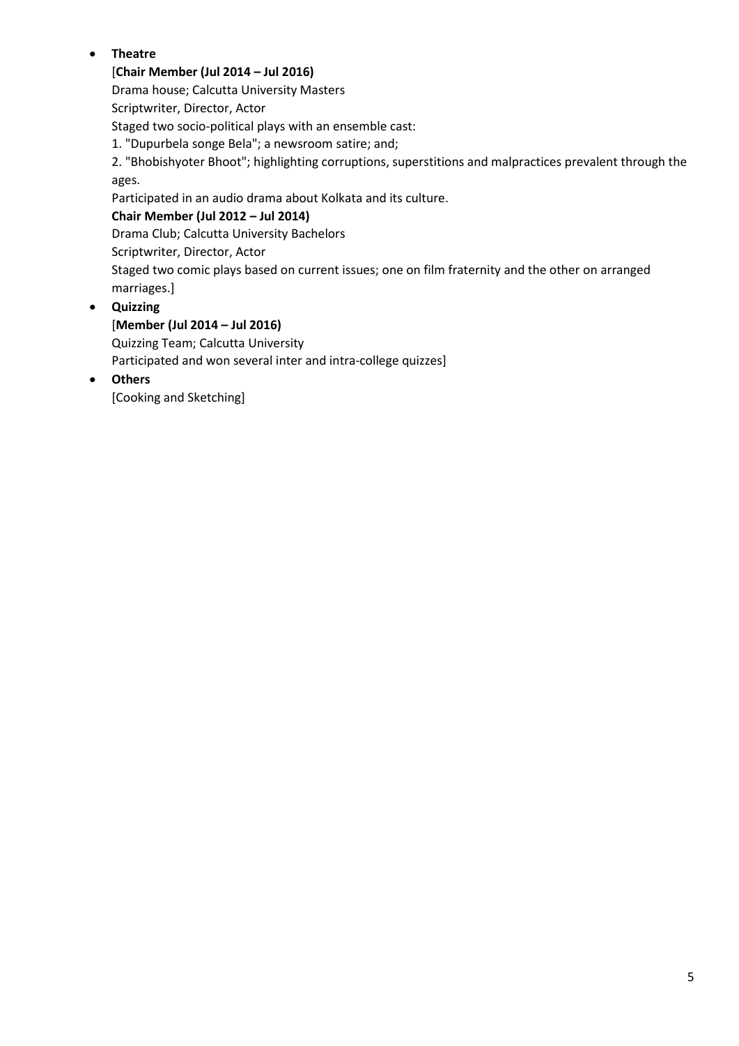- **Theatre**

  [**Chair Member (Jul 2014 – Jul 2016)**

  Drama house; Calcutta University Masters

  Scriptwriter, Director, Actor

  Staged two socio-political plays with an ensemble cast:

  1. "Dupurbela songe Bela"; a newsroom satire; and;

  2. "Bhobishyoter Bhoot"; highlighting corruptions, superstitions and malpractices prevalent through the ages.

  Participated in an audio drama about Kolkata and its culture.

  **Chair Member (Jul 2012 – Jul 2014)**

  Drama Club; Calcutta University Bachelors

  Scriptwriter, Director, Actor

  Staged two comic plays based on current issues; one on film fraternity and the other on arranged marriages.]

- **Quizzing**

  [**Member (Jul 2014 – Jul 2016)**

  Quizzing Team; Calcutta University

  Participated and won several inter and intra-college quizzes]

- **Others**

  [Cooking and Sketching]